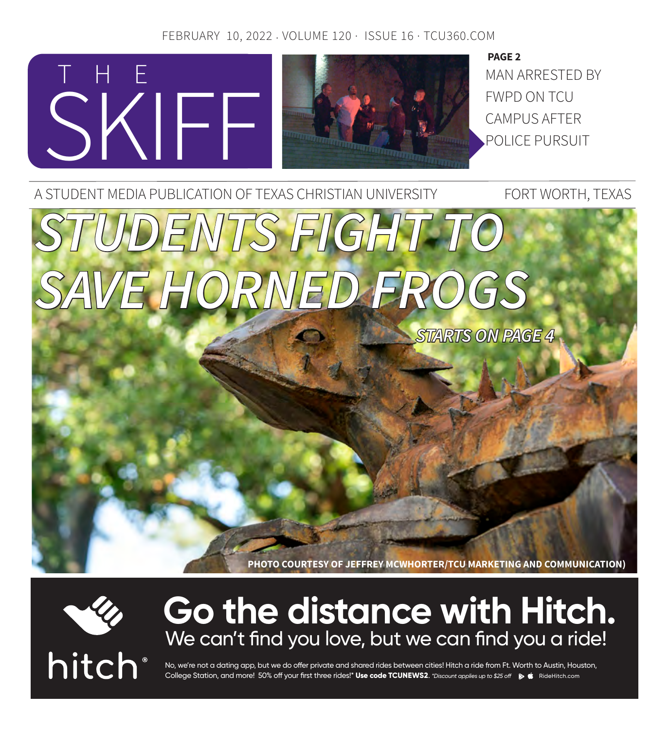FEBRUARY 10, 2022 · VOLUME 120 · ISSUE 16 · TCU360.COM

# THE SKIFF

**PAGE 2**

MAN ARRESTED BY FWPD ON TCU CAMPUS AFTER POLICE PURSUIT

A STUDENT MEDIA PUBLICATION OF TEXAS CHRISTIAN UNIVERSITY

FORT WORTH, TEXAS

# *STUDENTS FIGHT TO SAVE HORNED FROGS*

***STARTS ON PAGE 4***

**PHOTO COURTESY OF JEFFREY MCWHORTER/TCU MARKETING AND COMMUNICATION)**

hitch®

## Go the distance with Hitch.

We can't find you love, but we can find you a ride!

No, we're not a dating app, but we do offer private and shared rides between cities! Hitch a ride from Ft. Worth to Austin, Houston, College Station, and more! 50% off your first three rides!* **Use code TCUNEWS2.** *\*Discount applies up to $25 off* RideHitch.com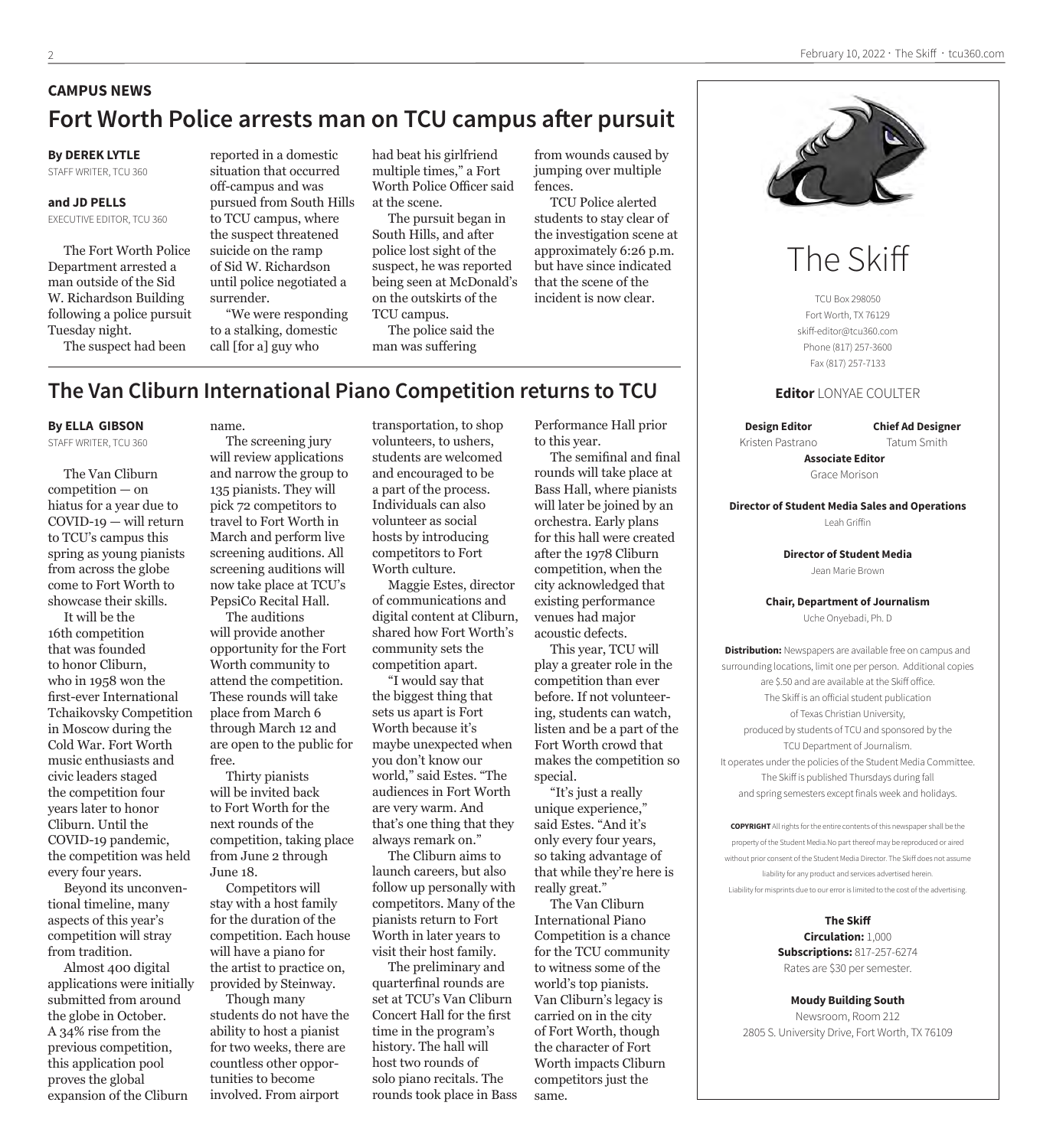## CAMPUS NEWS

# Fort Worth Police arrests man on TCU campus after pursuit

**By DEREK LYTLE**
STAFF WRITER, TCU 360

**and JD PELLS**
EXECUTIVE EDITOR, TCU 360

The Fort Worth Police Department arrested a man outside of the Sid W. Richardson Building following a police pursuit Tuesday night.

The suspect had been reported in a domestic situation that occurred off-campus and was pursued from South Hills to TCU campus, where the suspect threatened suicide on the ramp of Sid W. Richardson until police negotiated a surrender.

"We were responding to a stalking, domestic call [for a] guy who had beat his girlfriend multiple times," a Fort Worth Police Officer said at the scene.

The pursuit began in South Hills, and after police lost sight of the suspect, he was reported being seen at McDonald's on the outskirts of the TCU campus.

The police said the man was suffering from wounds caused by jumping over multiple fences.

TCU Police alerted students to stay clear of the investigation scene at approximately 6:26 p.m. but have since indicated that the scene of the incident is now clear.

# The Van Cliburn International Piano Competition returns to TCU

**By ELLA GIBSON**
STAFF WRITER, TCU 360

The Van Cliburn competition — on hiatus for a year due to COVID-19 — will return to TCU's campus this spring as young pianists from across the globe come to Fort Worth to showcase their skills.

It will be the 16th competition that was founded to honor Cliburn, who in 1958 won the first-ever International Tchaikovsky Competition in Moscow during the Cold War. Fort Worth music enthusiasts and civic leaders staged the competition four years later to honor Cliburn. Until the COVID-19 pandemic, the competition was held every four years.

Beyond its unconventional timeline, many aspects of this year's competition will stray from tradition.

Almost 400 digital applications were initially submitted from around the globe in October. A 34% rise from the previous competition, this application pool proves the global expansion of the Cliburn name.

The screening jury will review applications and narrow the group to 135 pianists. They will pick 72 competitors to travel to Fort Worth in March and perform live screening auditions. All screening auditions will now take place at TCU's PepsiCo Recital Hall.

The auditions will provide another opportunity for the Fort Worth community to attend the competition. These rounds will take place from March 6 through March 12 and are open to the public for free.

Thirty pianists will be invited back to Fort Worth for the next rounds of the competition, taking place from June 2 through June 18.

Competitors will stay with a host family for the duration of the competition. Each house will have a piano for the artist to practice on, provided by Steinway.

Though many students do not have the ability to host a pianist for two weeks, there are countless other opportunities to become involved. From airport transportation, to shop volunteers, to ushers, students are welcomed and encouraged to be a part of the process. Individuals can also volunteer as social hosts by introducing competitors to Fort Worth culture.

Maggie Estes, director of communications and digital content at Cliburn, shared how Fort Worth's community sets the competition apart.

"I would say that the biggest thing that sets us apart is Fort Worth because it's maybe unexpected when you don't know our world," said Estes. "The audiences in Fort Worth are very warm. And that's one thing that they always remark on."

The Cliburn aims to launch careers, but also follow up personally with competitors. Many of the pianists return to Fort Worth in later years to visit their host family.

The preliminary and quarterfinal rounds are set at TCU's Van Cliburn Concert Hall for the first time in the program's history. The hall will host two rounds of solo piano recitals. The rounds took place in Bass Performance Hall prior to this year.

The semifinal and final rounds will take place at Bass Hall, where pianists will later be joined by an orchestra. Early plans for this hall were created after the 1978 Cliburn competition, when the city acknowledged that existing performance venues had major acoustic defects.

This year, TCU will play a greater role in the competition than ever before. If not volunteering, students can watch, listen and be a part of the Fort Worth crowd that makes the competition so special.

"It's just a really unique experience," said Estes. "And it's only every four years, so taking advantage of that while they're here is really great."

The Van Cliburn International Piano Competition is a chance for the TCU community to witness some of the world's top pianists. Van Cliburn's legacy is carried on in the city of Fort Worth, though the character of Fort Worth impacts Cliburn competitors just the same.

---

## The Skiff

TCU Box 298050
Fort Worth, TX 76129
skiff-editor@tcu360.com
Phone (817) 257-3600
Fax (817) 257-7133

**Editor** LONYAE COULTER

**Design Editor** Kristen Pastrano

**Chief Ad Designer** Tatum Smith

**Associate Editor** Grace Morison

**Director of Student Media Sales and Operations**
Leah Griffin

**Director of Student Media**
Jean Marie Brown

**Chair, Department of Journalism**
Uche Onyebadi, Ph. D

**Distribution:** Newspapers are available free on campus and surrounding locations, limit one per person. Additional copies are $.50 and are available at the Skiff office. The Skiff is an official student publication of Texas Christian University, produced by students of TCU and sponsored by the TCU Department of Journalism. It operates under the policies of the Student Media Committee. The Skiff is published Thursdays during fall and spring semesters except finals week and holidays.

**COPYRIGHT** All rights for the entire contents of this newspaper shall be the property of the Student Media. No part thereof may be reproduced or aired without prior consent of the Student Media Director. The Skiff does not assume liability for any product and services advertised herein. Liability for misprints due to our error is limited to the cost of the advertising.

**The Skiff**
**Circulation:** 1,000
**Subscriptions:** 817-257-6274
Rates are $30 per semester.

**Moody Building South**
Newsroom, Room 212
2805 S. University Drive, Fort Worth, TX 76109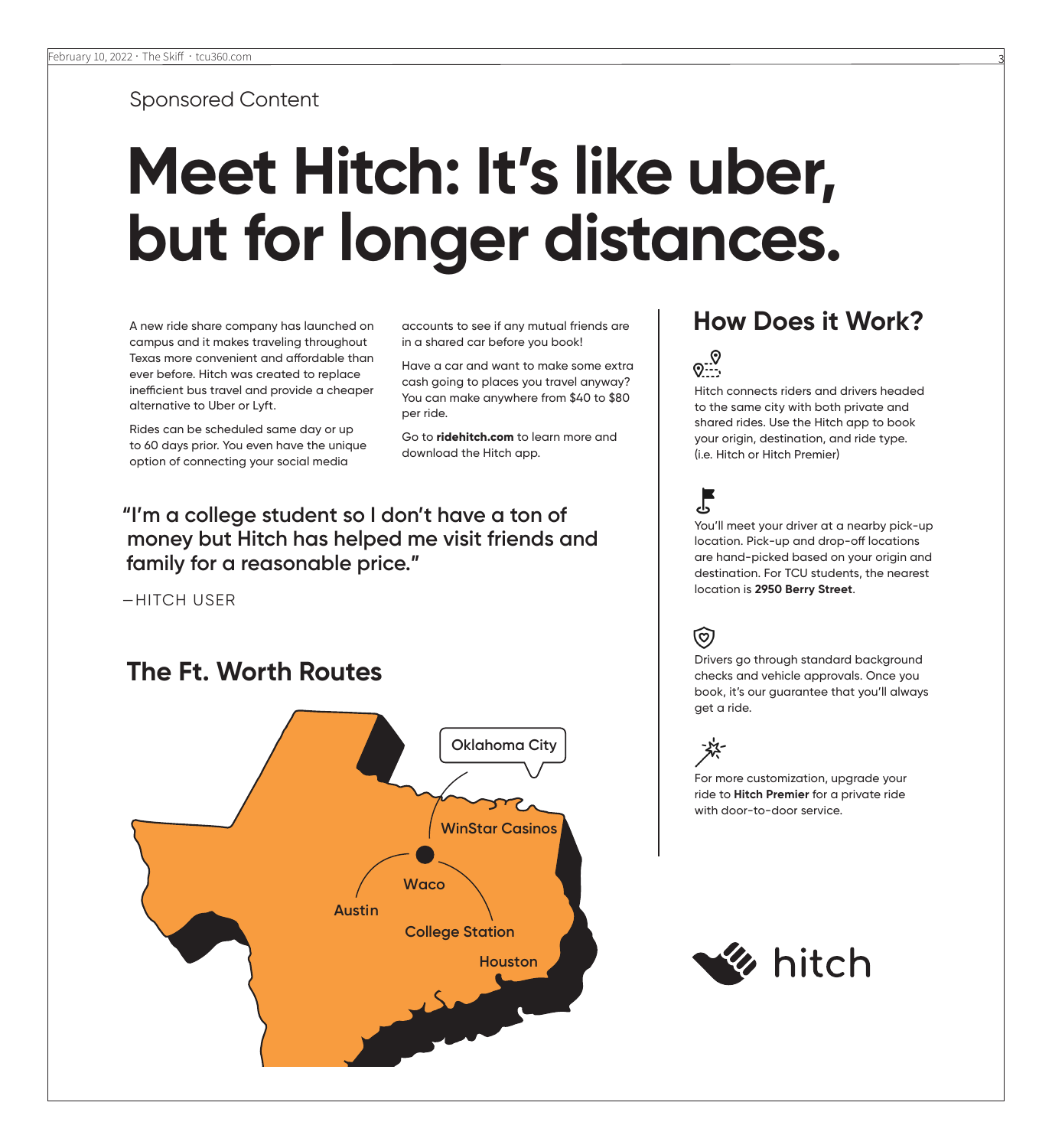Sponsored Content

# Meet Hitch: It's like uber, but for longer distances.

A new ride share company has launched on campus and it makes traveling throughout Texas more convenient and affordable than ever before. Hitch was created to replace inefficient bus travel and provide a cheaper alternative to Uber or Lyft.

Rides can be scheduled same day or up to 60 days prior. You even have the unique option of connecting your social media accounts to see if any mutual friends are in a shared car before you book!

Have a car and want to make some extra cash going to places you travel anyway? You can make anywhere from $40 to $80 per ride.

Go to **ridehitch.com** to learn more and download the Hitch app.

> "I'm a college student so I don't have a ton of money but Hitch has helped me visit friends and family for a reasonable price."
>
> —HITCH USER

## The Ft. Worth Routes

Oklahoma City

WinStar Casinos

Waco

Austin

College Station

Houston

## How Does it Work?

Hitch connects riders and drivers headed to the same city with both private and shared rides. Use the Hitch app to book your origin, destination, and ride type. (i.e. Hitch or Hitch Premier)

You'll meet your driver at a nearby pick-up location. Pick-up and drop-off locations are hand-picked based on your origin and destination. For TCU students, the nearest location is **2950 Berry Street**.

Drivers go through standard background checks and vehicle approvals. Once you book, it's our guarantee that you'll always get a ride.

For more customization, upgrade your ride to **Hitch Premier** for a private ride with door-to-door service.

hitch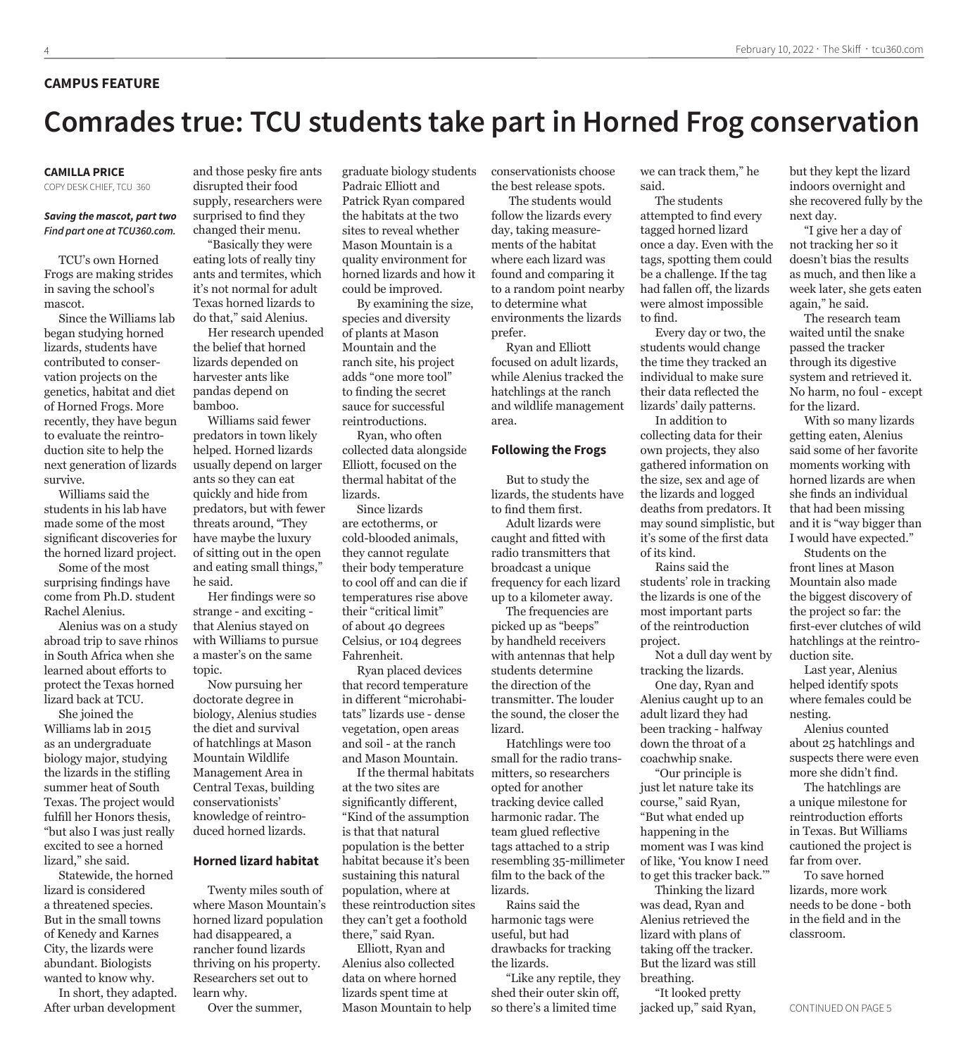**CAMPUS FEATURE**

# Comrades true: TCU students take part in Horned Frog conservation

**CAMILLA PRICE**
COPY DESK CHIEF, TCU 360

***Saving the mascot, part two***
***Find part one at TCU360.com.***

TCU's own Horned Frogs are making strides in saving the school's mascot.

Since the Williams lab began studying horned lizards, students have contributed to conservation projects on the genetics, habitat and diet of Horned Frogs. More recently, they have begun to evaluate the reintroduction site to help the next generation of lizards survive.

Williams said the students in his lab have made some of the most significant discoveries for the horned lizard project.

Some of the most surprising findings have come from Ph.D. student Rachel Alenius.

Alenius was on a study abroad trip to save rhinos in South Africa when she learned about efforts to protect the Texas horned lizard back at TCU.

She joined the Williams lab in 2015 as an undergraduate biology major, studying the lizards in the stifling summer heat of South Texas. The project would fulfill her Honors thesis, "but also I was just really excited to see a horned lizard," she said.

Statewide, the horned lizard is considered a threatened species. But in the small towns of Kenedy and Karnes City, the lizards were abundant. Biologists wanted to know why.

In short, they adapted. After urban development and those pesky fire ants disrupted their food supply, researchers were surprised to find they changed their menu.

"Basically they were eating lots of really tiny ants and termites, which it's not normal for adult Texas horned lizards to do that," said Alenius.

Her research upended the belief that horned lizards depended on harvester ants like pandas depend on bamboo.

Williams said fewer predators in town likely helped. Horned lizards usually depend on larger ants so they can eat quickly and hide from predators, but with fewer threats around, "They have maybe the luxury of sitting out in the open and eating small things," he said.

Her findings were so strange - and exciting - that Alenius stayed on with Williams to pursue a master's on the same topic.

Now pursuing her doctorate degree in biology, Alenius studies the diet and survival of hatchlings at Mason Mountain Wildlife Management Area in Central Texas, building conservationists' knowledge of reintroduced horned lizards.

### Horned lizard habitat

Twenty miles south of where Mason Mountain's horned lizard population had disappeared, a rancher found lizards thriving on his property. Researchers set out to learn why.

Over the summer, graduate biology students Padraic Elliott and Patrick Ryan compared the habitats at the two sites to reveal whether Mason Mountain is a quality environment for horned lizards and how it could be improved.

By examining the size, species and diversity of plants at Mason Mountain and the ranch site, his project adds "one more tool" to finding the secret sauce for successful reintroductions.

Ryan, who often collected data alongside Elliott, focused on the thermal habitat of the lizards.

Since lizards are ectotherms, or cold-blooded animals, they cannot regulate their body temperature to cool off and can die if temperatures rise above their "critical limit" of about 40 degrees Celsius, or 104 degrees Fahrenheit.

Ryan placed devices that record temperature in different "microhabitats" lizards use - dense vegetation, open areas and soil - at the ranch and Mason Mountain.

If the thermal habitats at the two sites are significantly different, "Kind of the assumption is that that natural population is the better habitat because it's been sustaining this natural population, where at these reintroduction sites they can't get a foothold there," said Ryan.

Elliott, Ryan and Alenius also collected data on where horned lizards spent time at Mason Mountain to help conservationists choose the best release spots.

The students would follow the lizards every day, taking measurements of the habitat where each lizard was found and comparing it to a random point nearby to determine what environments the lizards prefer.

Ryan and Elliott focused on adult lizards, while Alenius tracked the hatchlings at the ranch and wildlife management area.

### Following the Frogs

But to study the lizards, the students have to find them first.

Adult lizards were caught and fitted with radio transmitters that broadcast a unique frequency for each lizard up to a kilometer away.

The frequencies are picked up as "beeps" by handheld receivers with antennas that help students determine the direction of the transmitter. The louder the sound, the closer the lizard.

Hatchlings were too small for the radio transmitters, so researchers opted for another tracking device called harmonic radar. The team glued reflective tags attached to a strip resembling 35-millimeter film to the back of the lizards.

Rains said the harmonic tags were useful, but had drawbacks for tracking the lizards.

"Like any reptile, they shed their outer skin off, so there's a limited time we can track them," he said.

The students attempted to find every tagged horned lizard once a day. Even with the tags, spotting them could be a challenge. If the tag had fallen off, the lizards were almost impossible to find.

Every day or two, the students would change the time they tracked an individual to make sure their data reflected the lizards' daily patterns.

In addition to collecting data for their own projects, they also gathered information on the size, sex and age of the lizards and logged deaths from predators. It may sound simplistic, but it's some of the first data of its kind.

Rains said the students' role in tracking the lizards is one of the most important parts of the reintroduction project.

Not a dull day went by tracking the lizards.

One day, Ryan and Alenius caught up to an adult lizard they had been tracking - halfway down the throat of a coachwhip snake.

"Our principle is just let nature take its course," said Ryan, "But what ended up happening in the moment was I was kind of like, 'You know I need to get this tracker back.'"

Thinking the lizard was dead, Ryan and Alenius retrieved the lizard with plans of taking off the tracker. But the lizard was still breathing.

"It looked pretty jacked up," said Ryan, but they kept the lizard indoors overnight and she recovered fully by the next day.

"I give her a day of not tracking her so it doesn't bias the results as much, and then like a week later, she gets eaten again," he said.

The research team waited until the snake passed the tracker through its digestive system and retrieved it. No harm, no foul - except for the lizard.

With so many lizards getting eaten, Alenius said some of her favorite moments working with horned lizards are when she finds an individual that had been missing and it is "way bigger than I would have expected."

Students on the front lines at Mason Mountain also made the biggest discovery of the project so far: the first-ever clutches of wild hatchlings at the reintroduction site.

Last year, Alenius helped identify spots where females could be nesting.

Alenius counted about 25 hatchlings and suspects there were even more she didn't find.

The hatchlings are a unique milestone for reintroduction efforts in Texas. But Williams cautioned the project is far from over.

To save horned lizards, more work needs to be done - both in the field and in the classroom.

CONTINUED ON PAGE 5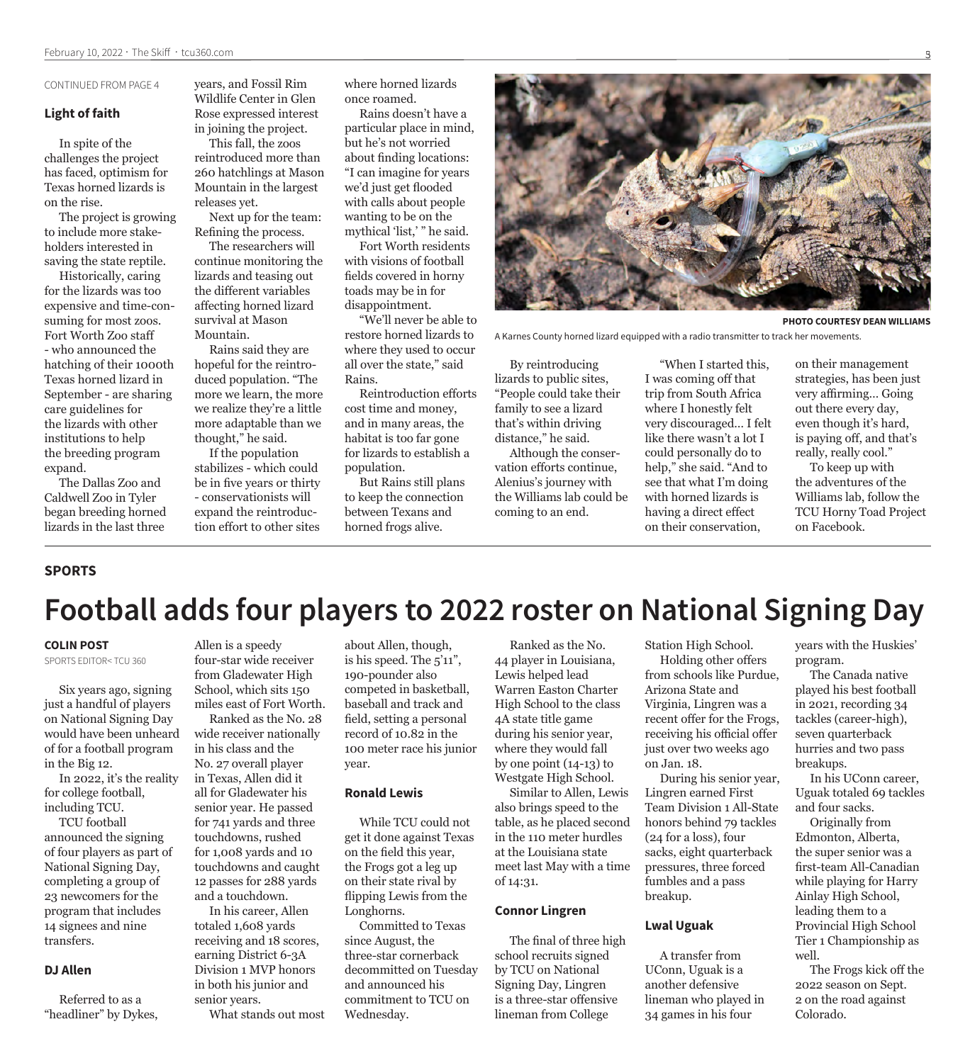CONTINUED FROM PAGE 4

### Light of faith

In spite of the challenges the project has faced, optimism for Texas horned lizards is on the rise.

The project is growing to include more stakeholders interested in saving the state reptile.

Historically, caring for the lizards was too expensive and time-consuming for most zoos. Fort Worth Zoo staff - who announced the hatching of their 1000th Texas horned lizard in September - are sharing care guidelines for the lizards with other institutions to help the breeding program expand.

The Dallas Zoo and Caldwell Zoo in Tyler began breeding horned lizards in the last three years, and Fossil Rim Wildlife Center in Glen Rose expressed interest in joining the project.

This fall, the zoos reintroduced more than 260 hatchlings at Mason Mountain in the largest releases yet.

Next up for the team: Refining the process.

The researchers will continue monitoring the lizards and teasing out the different variables affecting horned lizard survival at Mason Mountain.

Rains said they are hopeful for the reintroduced population. "The more we learn, the more we realize they're a little more adaptable than we thought," he said.

If the population stabilizes - which could be in five years or thirty - conservationists will expand the reintroduction effort to other sites where horned lizards once roamed.

Rains doesn't have a particular place in mind, but he's not worried about finding locations: "I can imagine for years we'd just get flooded with calls about people wanting to be on the mythical 'list,' " he said.

Fort Worth residents with visions of football fields covered in horny toads may be in for disappointment.

"We'll never be able to restore horned lizards to where they used to occur all over the state," said Rains.

Reintroduction efforts cost time and money, and in many areas, the habitat is too far gone for lizards to establish a population.

But Rains still plans to keep the connection between Texans and horned frogs alive.

PHOTO COURTESY DEAN WILLIAMS

A Karnes County horned lizard equipped with a radio transmitter to track her movements.

By reintroducing lizards to public sites, "People could take their family to see a lizard that's within driving distance," he said.

Although the conservation efforts continue, Alenius's journey with the Williams lab could be coming to an end.

"When I started this, I was coming off that trip from South Africa where I honestly felt very discouraged... I felt like there wasn't a lot I could personally do to help," she said. "And to see that what I'm doing with horned lizards is having a direct effect on their conservation, on their management strategies, has been just very affirming... Going out there every day, even though it's hard, is paying off, and that's really, really cool."

To keep up with the adventures of the Williams lab, follow the TCU Horny Toad Project on Facebook.

---

SPORTS

# Football adds four players to 2022 roster on National Signing Day

**COLIN POST**
SPORTS EDITOR< TCU 360

Six years ago, signing just a handful of players on National Signing Day would have been unheard of for a football program in the Big 12.

In 2022, it's the reality for college football, including TCU.

TCU football announced the signing of four players as part of National Signing Day, completing a group of 23 newcomers for the program that includes 14 signees and nine transfers.

### DJ Allen

Referred to as a "headliner" by Dykes, Allen is a speedy four-star wide receiver from Gladewater High School, which sits 150 miles east of Fort Worth.

Ranked as the No. 28 wide receiver nationally in his class and the No. 27 overall player in Texas, Allen did it all for Gladewater his senior year. He passed for 741 yards and three touchdowns, rushed for 1,008 yards and 10 touchdowns and caught 12 passes for 288 yards and a touchdown.

In his career, Allen totaled 1,608 yards receiving and 18 scores, earning District 6-3A Division 1 MVP honors in both his junior and senior years.

What stands out most about Allen, though, is his speed. The 5'11", 190-pounder also competed in basketball, baseball and track and field, setting a personal record of 10.82 in the 100 meter race his junior year.

### Ronald Lewis

While TCU could not get it done against Texas on the field this year, the Frogs got a leg up on their state rival by flipping Lewis from the Longhorns.

Committed to Texas since August, the three-star cornerback decommitted on Tuesday and announced his commitment to TCU on Wednesday.

Ranked as the No. 44 player in Louisiana, Lewis helped lead Warren Easton Charter High School to the class 4A state title game during his senior year, where they would fall by one point (14-13) to Westgate High School.

Similar to Allen, Lewis also brings speed to the table, as he placed second in the 110 meter hurdles at the Louisiana state meet last May with a time of 14:31.

### Connor Lingren

The final of three high school recruits signed by TCU on National Signing Day, Lingren is a three-star offensive lineman from College Station High School.

Holding other offers from schools like Purdue, Arizona State and Virginia, Lingren was a recent offer for the Frogs, receiving his official offer just over two weeks ago on Jan. 18.

During his senior year, Lingren earned First Team Division 1 All-State honors behind 79 tackles (24 for a loss), four sacks, eight quarterback pressures, three forced fumbles and a pass breakup.

### Lwal Uguak

A transfer from UConn, Uguak is a another defensive lineman who played in 34 games in his four years with the Huskies' program.

The Canada native played his best football in 2021, recording 34 tackles (career-high), seven quarterback hurries and two pass breakups.

In his UConn career, Uguak totaled 69 tackles and four sacks.

Originally from Edmonton, Alberta, the super senior was a first-team All-Canadian while playing for Harry Ainlay High School, leading them to a Provincial High School Tier 1 Championship as well.

The Frogs kick off the 2022 season on Sept. 2 on the road against Colorado.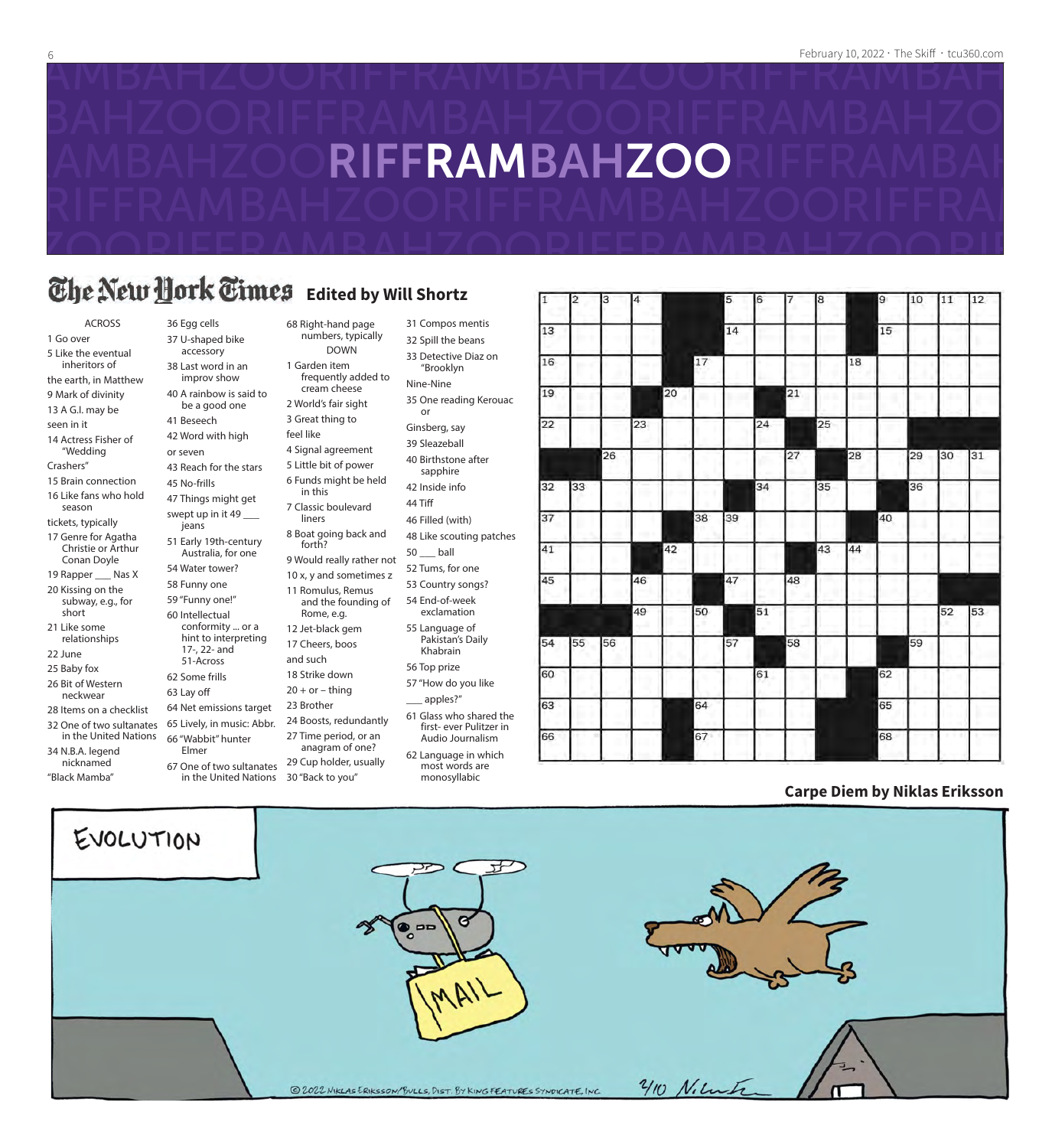# RIFFRAMBAHZOO

## The New York Times Edited by Will Shortz

**ACROSS**

1 Go over
5 Like the eventual inheritors of the earth, in Matthew
9 Mark of divinity
13 A G.I. may be seen in it
14 Actress Fisher of "Wedding Crashers"
15 Brain connection
16 Like fans who hold season tickets, typically
17 Genre for Agatha Christie or Arthur Conan Doyle
19 Rapper ___ Nas X
20 Kissing on the subway, e.g., for short
21 Like some relationships
22 June
25 Baby fox
26 Bit of Western neckwear
28 Items on a checklist
32 One of two sultanates in the United Nations
34 N.B.A. legend nicknamed "Black Mamba"
36 Egg cells
37 U-shaped bike accessory
38 Last word in an improv show
40 A rainbow is said to be a good one
41 Beseech
42 Word with high or seven
43 Reach for the stars
45 No-frills
47 Things might get swept up in it 49 ___ jeans
51 Early 19th-century Australia, for one
54 Water tower?
58 Funny one
59 "Funny one!"
60 Intellectual conformity ... or a hint to interpreting 17-, 22- and 51-Across
62 Some frills
63 Lay off
64 Net emissions target
65 Lively, in music: Abbr.
66 "Wabbit" hunter Elmer
67 One of two sultanates in the United Nations
68 Right-hand page numbers, typically

**DOWN**

1 Garden item frequently added to cream cheese
2 World's fair sight
3 Great thing to feel like
4 Signal agreement
5 Little bit of power
6 Funds might be held in this
7 Classic boulevard liners
8 Boat going back and forth?
9 Would really rather not
10 x, y and sometimes z
11 Romulus, Remus and the founding of Rome, e.g.
12 Jet-black gem
17 Cheers, boos and such
18 Strike down
20 + or – thing
23 Brother
24 Boosts, redundantly
27 Time period, or an anagram of one?
29 Cup holder, usually
30 "Back to you"
31 Compos mentis
32 Spill the beans
33 Detective Diaz on "Brooklyn Nine-Nine
35 One reading Kerouac or Ginsberg, say
39 Sleazeball
40 Birthstone after sapphire
42 Inside info
44 Tiff
46 Filled (with)
48 Like scouting patches
50 ___ ball
52 Tums, for one
53 Country songs?
54 End-of-week exclamation
55 Language of Pakistan's Daily Khabrain
56 Top prize
57 "How do you like ___ apples?"
61 Glass who shared the first- ever Pulitzer in Audio Journalism
62 Language in which most words are monosyllabic

## Carpe Diem by Niklas Eriksson

EVOLUTION

MAIL

©2022 NIKLAS ERIKSSON/BULLS, DIST. BY KING FEATURES SYNDICATE, INC. 2/10 Niklas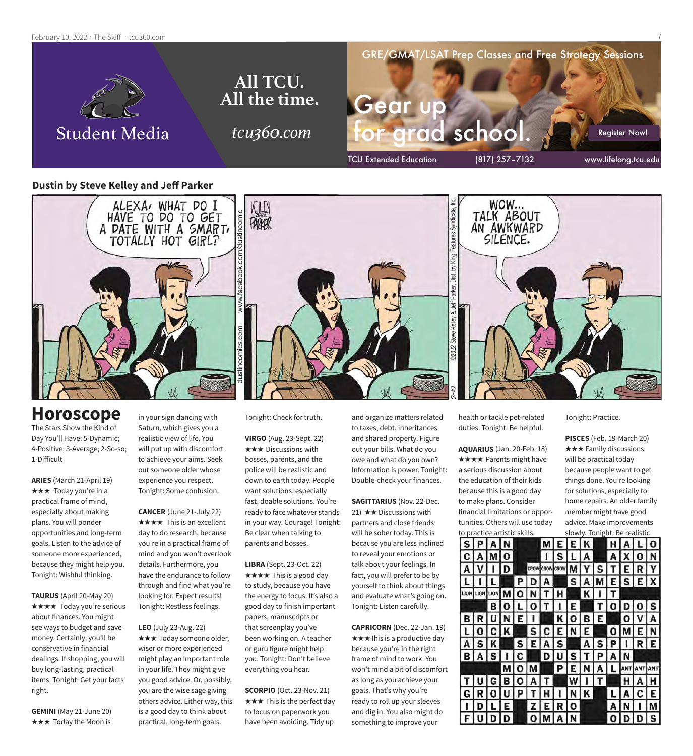Student Media

**All TCU. All the time.**

*tcu360.com*

GRE/GMAT/LSAT Prep Classes and Free Strategy Sessions

Gear up for grad school.

Register Now!

TCU Extended Education (817) 257-7132 www.lifelong.tcu.edu

## Dustin by Steve Kelley and Jeff Parker

ALEXA, WHAT DO I HAVE TO DO TO GET A DATE WITH A SMART, TOTALLY HOT GIRL?

WOW... TALK ABOUT AN AWKWARD SILENCE.

©2022 Steve Kelley & Jeff Parker, Dist. by King Features Syndicate, Inc. dustincomics.com www.facebook.com/dustincomic

# Horoscope

The Stars Show the Kind of Day You'll Have: 5-Dynamic; 4-Positive; 3-Average; 2-So-so; 1-Difficult

**ARIES** (March 21-April 19) ★★★ Today you're in a practical frame of mind, especially about making plans. You will ponder opportunities and long-term goals. Listen to the advice of someone more experienced, because they might help you. Tonight: Wishful thinking.

**TAURUS** (April 20-May 20) ★★★★ Today you're serious about finances. You might see ways to budget and save money. Certainly, you'll be conservative in financial dealings. If shopping, you will buy long-lasting, practical items. Tonight: Get your facts right.

**GEMINI** (May 21-June 20) ★★★ Today the Moon is in your sign dancing with Saturn, which gives you a realistic view of life. You will put up with discomfort to achieve your aims. Seek out someone older whose experience you respect. Tonight: Some confusion.

**CANCER** (June 21-July 22) ★★★★ This is an excellent day to do research, because you're in a practical frame of mind and you won't overlook details. Furthermore, you have the endurance to follow through and find what you're looking for. Expect results! Tonight: Restless feelings.

**LEO** (July 23-Aug. 22) ★★★ Today someone older, wiser or more experienced might play an important role in your life. They might give you good advice. Or, possibly, you are the wise sage giving others advice. Either way, this is a good day to think about practical, long-term goals. Tonight: Check for truth.

**VIRGO** (Aug. 23-Sept. 22) ★★★ Discussions with bosses, parents, and the police will be realistic and down to earth today. People want solutions, especially fast, doable solutions. You're ready to face whatever stands in your way. Courage! Tonight: Be clear when talking to parents and bosses.

**LIBRA** (Sept. 23-Oct. 22) ★★★★ This is a good day to study, because you have the energy to focus. It's also a good day to finish important papers, manuscripts or that screenplay you've been working on. A teacher or guru figure might help you. Tonight: Don't believe everything you hear.

**SCORPIO** (Oct. 23-Nov. 21) ★★★ This is the perfect day to focus on paperwork you have been avoiding. Tidy up and organize matters related to taxes, debt, inheritances and shared property. Figure out your bills. What do you owe and what do you own? Information is power. Tonight: Double-check your finances.

**SAGITTARIUS** (Nov. 22-Dec. 21) ★★ Discussions with partners and close friends will be sober today. This is because you are less inclined to reveal your emotions or talk about your feelings. In fact, you will prefer to be by yourself to think about things and evaluate what's going on. Tonight: Listen carefully.

**CAPRICORN** (Dec. 22-Jan. 19) ★★★ This is a productive day because you're in the right frame of mind to work. You won't mind a bit of discomfort as long as you achieve your goals. That's why you're ready to roll up your sleeves and dig in. You also might do something to improve your health or tackle pet-related duties. Tonight: Be helpful.

**AQUARIUS** (Jan. 20-Feb. 18) ★★★★ Parents might have a serious discussion about the education of their kids because this is a good day to make plans. Consider financial limitations or opportunities. Others will use today to practice artistic skills. Tonight: Practice.

**PISCES** (Feb. 19-March 20) ★★★ Family discussions will be practical today because people want to get things done. You're looking for solutions, especially to home repairs. An older family member might have good advice. Make improvements slowly. Tonight: Be realistic.

| | | | | | | | | | | | | | | | | |
|---|---|---|---|---|---|---|---|---|---|---|---|---|---|---|---|---|
| S | P | A | N | | | M | E | E | K | | H | A | L | O |
| C | A | M | O | | | I | S | L | A | | A | X | O | N |
| A | V | I | D | | CROW | CROW | CROW | M | Y | S | T | E | R | Y |
| L | I | L | | P | D | A | | S | A | M | E | S | E | X |
| LION | LION | LION | M | O | N | T | H | | K | I | T | | | |
| | | B | O | L | O | T | I | E | | T | O | D | O | S |
| B | R | U | N | E | I | | K | O | B | E | | O | V | A |
| L | O | C | K | | S | C | E | N | E | | O | M | E | N |
| A | S | K | | S | E | A | S | | A | S | P | I | R | E |
| B | A | S | I | C | | D | U | S | T | P | A | N | | |
| | | | M | O | M | | P | E | N | A | L | ANT | ANT | ANT |
| T | U | G | B | O | A | T | | W | I | T | | H | A | H |
| G | R | O | U | P | T | H | I | N | K | | L | A | C | E |
| I | D | L | E | | Z | E | R | O | | | A | N | I | M |
| F | U | D | D | | O | M | A | N | | | O | D | D | S |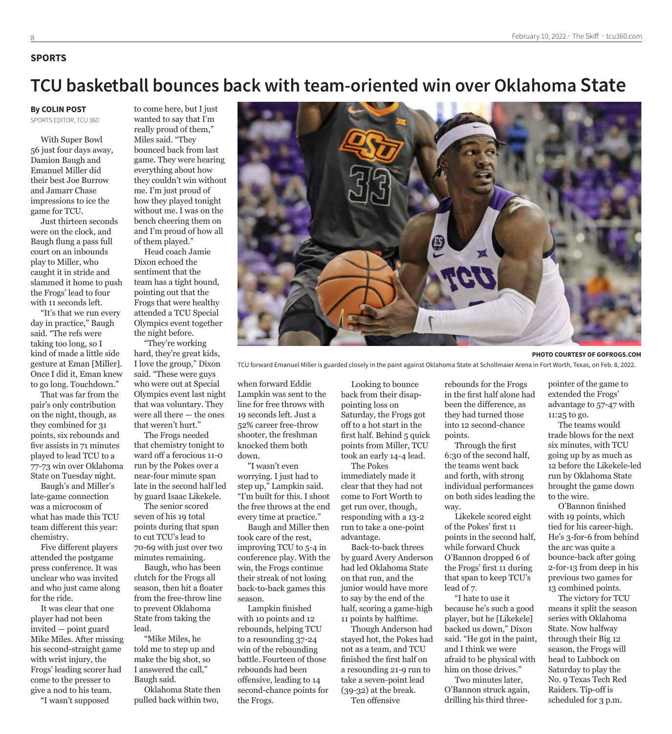SPORTS

# TCU basketball bounces back with team-oriented win over Oklahoma State

**By COLIN POST**
SPORTS EDITOR, TCU 360

With Super Bowl 56 just four days away, Damion Baugh and Emanuel Miller did their best Joe Burrow and Jamarr Chase impressions to ice the game for TCU.

Just thirteen seconds were on the clock, and Baugh flung a pass full court on an inbounds play to Miller, who caught it in stride and slammed it home to push the Frogs' lead to four with 11 seconds left.

"It's that we run every day in practice," Baugh said. "The refs were taking too long, so I kind of made a little side gesture at Eman [Miller]. Once I did it, Eman knew to go long. Touchdown."

That was far from the pair's only contribution on the night, though, as they combined for 31 points, six rebounds and five assists in 71 minutes played to lead TCU to a 77-73 win over Oklahoma State on Tuesday night.

Baugh's and Miller's late-game connection was a microcosm of what has made this TCU team different this year: chemistry.

Five different players attended the postgame press conference. It was unclear who was invited and who just came along for the ride.

It was clear that one player had not been invited — point guard Mike Miles. After missing his second-straight game with wrist injury, the Frogs' leading scorer had come to the presser to give a nod to his team.

"I wasn't supposed to come here, but I just wanted to say that I'm really proud of them," Miles said. "They bounced back from last game. They were hearing everything about how they couldn't win without me. I'm just proud of how they played tonight without me. I was on the bench cheering them on and I'm proud of how all of them played."

Head coach Jamie Dixon echoed the sentiment that the team has a tight bound, pointing out that the Frogs that were healthy attended a TCU Special Olympics event together the night before.

"They're working hard, they're great kids, I love the group," Dixon said. "These were guys who were out at Special Olympics event last night that was voluntary. They were all there — the ones that weren't hurt."

The Frogs needed that chemistry tonight to ward off a ferocious 11-0 run by the Pokes over a near-four minute span late in the second half led by guard Isaac Likekele.

The senior scored seven of his 19 total points during that span to cut TCU's lead to 70-69 with just over two minutes remaining.

Baugh, who has been clutch for the Frogs all season, then hit a floater from the free-throw line to prevent Oklahoma State from taking the lead.

"Mike Miles, he told me to step up and make the big shot, so I answered the call," Baugh said.

Oklahoma State then pulled back within two, when forward Eddie Lampkin was sent to the line for free throws with 19 seconds left. Just a 52% career free-throw shooter, the freshman knocked them both down.

"I wasn't even worrying. I just had to step up," Lampkin said. "I'm built for this. I shoot the free throws at the end every time at practice."

Baugh and Miller then took care of the rest, improving TCU to 5-4 in conference play. With the win, the Frogs continue their streak of not losing back-to-back games this season.

Lampkin finished with 10 points and 12 rebounds, helping TCU to a resounding 37-24 win of the rebounding battle. Fourteen of those rebounds had been offensive, leading to 14 second-chance points for the Frogs.

Looking to bounce back from their disappointing loss on Saturday, the Frogs got off to a hot start in the first half. Behind 5 quick points from Miller, TCU took an early 14-4 lead.

The Pokes immediately made it clear that they had not come to Fort Worth to get run over, though, responding with a 13-2 run to take a one-point advantage.

Back-to-back threes by guard Avery Anderson had led Oklahoma State on that run, and the junior would have more to say by the end of the half, scoring a game-high 11 points by halftime.

Though Anderson had stayed hot, the Pokes had not as a team, and TCU finished the first half on a resounding 21-9 run to take a seven-point lead (39-32) at the break.

Ten offensive rebounds for the Frogs in the first half alone had been the difference, as they had turned those into 12 second-chance points.

Through the first 6:30 of the second half, the teams went back and forth, with strong individual performances on both sides leading the way.

Likekele scored eight of the Pokes' first 11 points in the second half, while forward Chuck O'Bannon dropped 6 of the Frogs' first 11 during that span to keep TCU's lead of 7.

"I hate to use it because he's such a good player, but he [Likekele] backed us down," Dixon said. "He got in the paint, and I think we were afraid to be physical with him on those drives."

Two minutes later, O'Bannon struck again, drilling his third three-pointer of the game to extended the Frogs' advantage to 57-47 with 11:25 to go.

The teams would trade blows for the next six minutes, with TCU going up by as much as 12 before the Likekele-led run by Oklahoma State brought the game down to the wire.

O'Bannon finished with 19 points, which tied for his career-high. He's 3-for-6 from behind the arc was quite a bounce-back after going 2-for-13 from deep in his previous two games for 13 combined points.

The victory for TCU means it split the season series with Oklahoma State. Now halfway through their Big 12 season, the Frogs will head to Lubbock on Saturday to play the No. 9 Texas Tech Red Raiders. Tip-off is scheduled for 3 p.m.

PHOTO COURTESY OF GOFROGS.COM
TCU forward Emanuel Miller is guarded closely in the paint against Oklahoma State at Schollmaier Arena in Fort Worth, Texas, on Feb. 8, 2022.